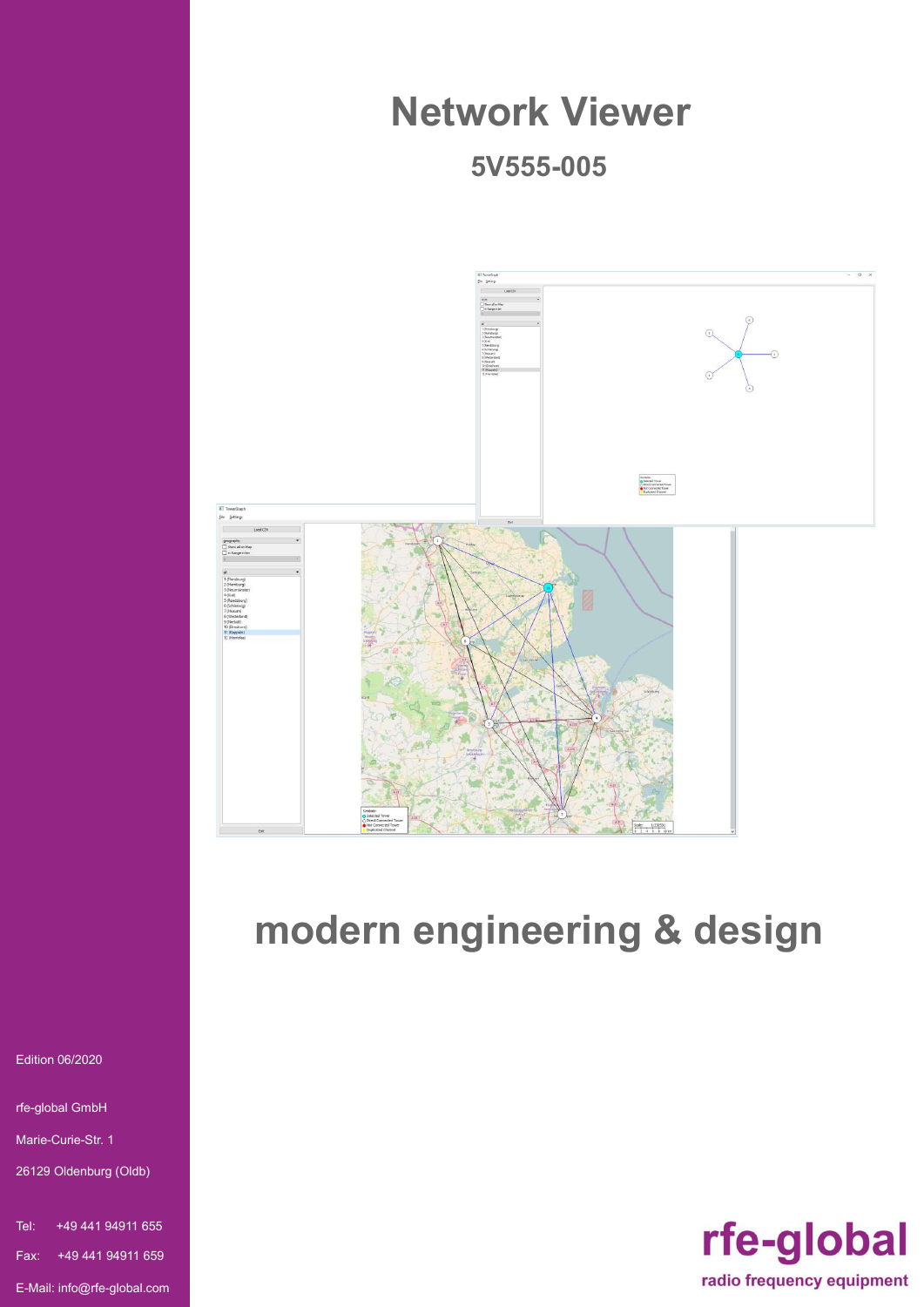# Network Viewer

## 5V555-005

# modern engineering & design

Edition 06/2020

rfe-global GmbH

Marie-Curie-Str. 1

26129 Oldenburg (Oldb)

Tel: +49 441 94911 655

Fax: +49 441 94911 659

E-Mail: info@rfe-global.com

**rfe-global**

**radio frequency equipment**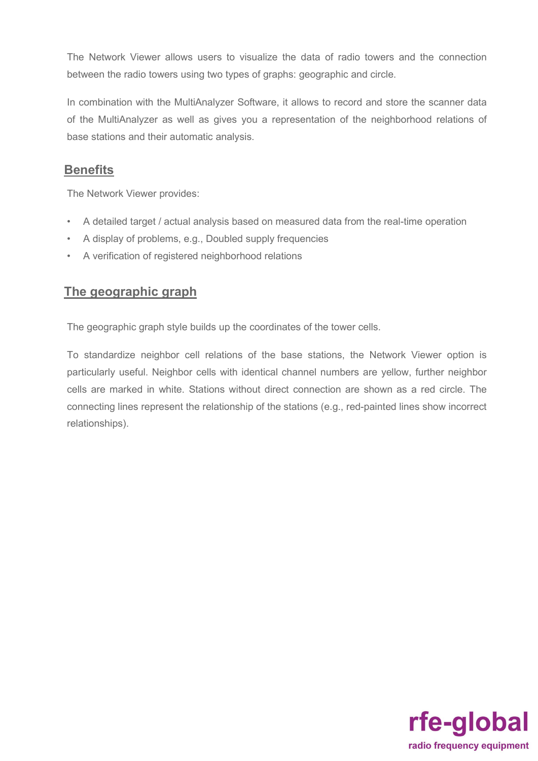The Network Viewer allows users to visualize the data of radio towers and the connection between the radio towers using two types of graphs: geographic and circle.

In combination with the MultiAnalyzer Software, it allows to record and store the scanner data of the MultiAnalyzer as well as gives you a representation of the neighborhood relations of base stations and their automatic analysis.

## Benefits

The Network Viewer provides:

- A detailed target / actual analysis based on measured data from the real-time operation
- A display of problems, e.g., Doubled supply frequencies
- A verification of registered neighborhood relations

## The geographic graph

The geographic graph style builds up the coordinates of the tower cells.

To standardize neighbor cell relations of the base stations, the Network Viewer option is particularly useful. Neighbor cells with identical channel numbers are yellow, further neighbor cells are marked in white. Stations without direct connection are shown as a red circle. The connecting lines represent the relationship of the stations (e.g., red-painted lines show incorrect relationships).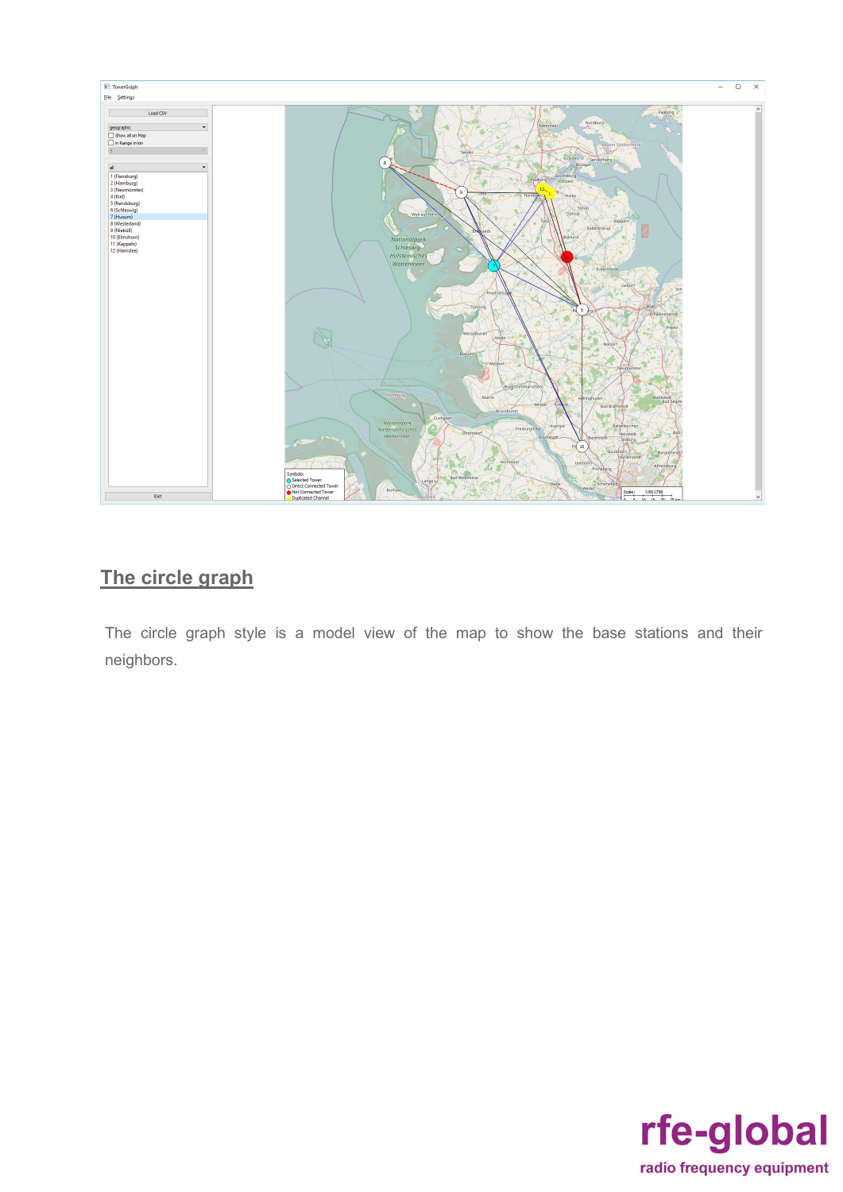## The circle graph

The circle graph style is a model view of the map to show the base stations and their neighbors.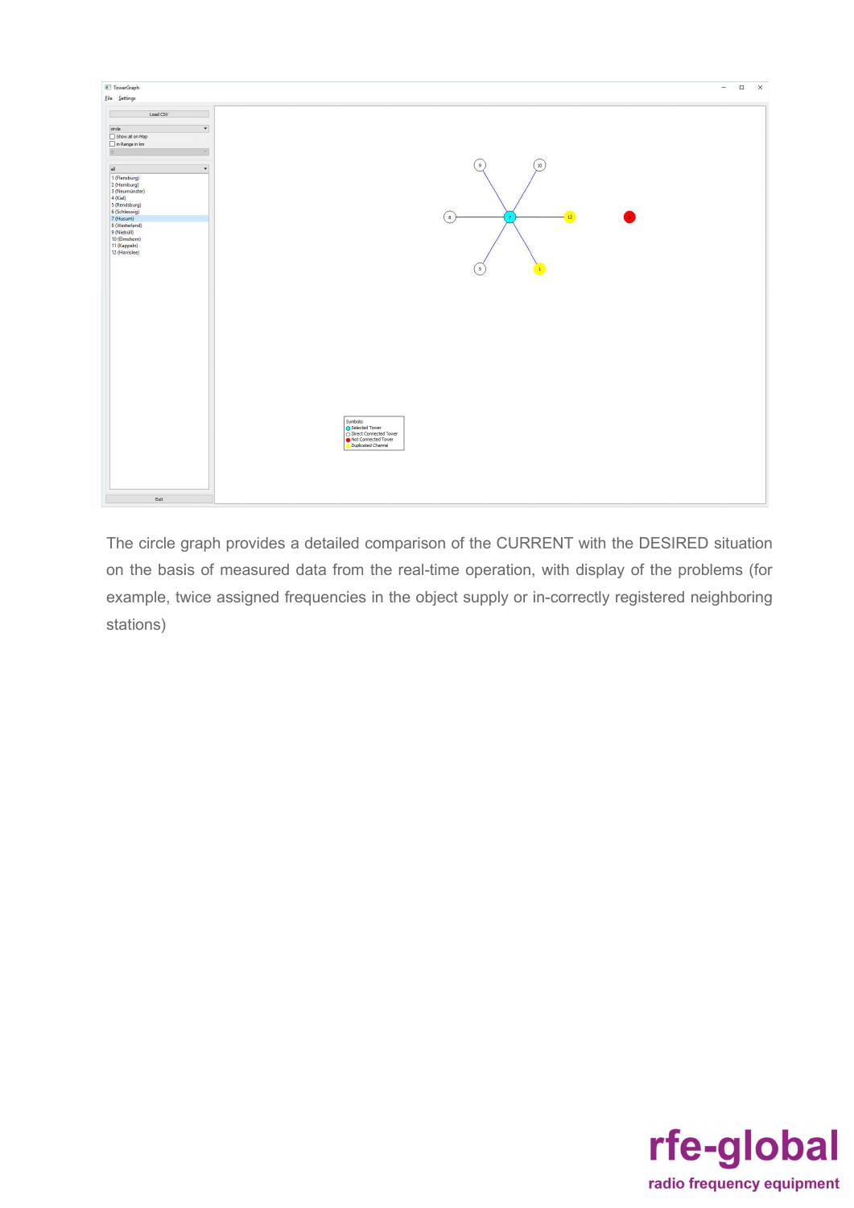The circle graph provides a detailed comparison of the CURRENT with the DESIRED situation on the basis of measured data from the real-time operation, with display of the problems (for example, twice assigned frequencies in the object supply or in-correctly registered neighboring stations)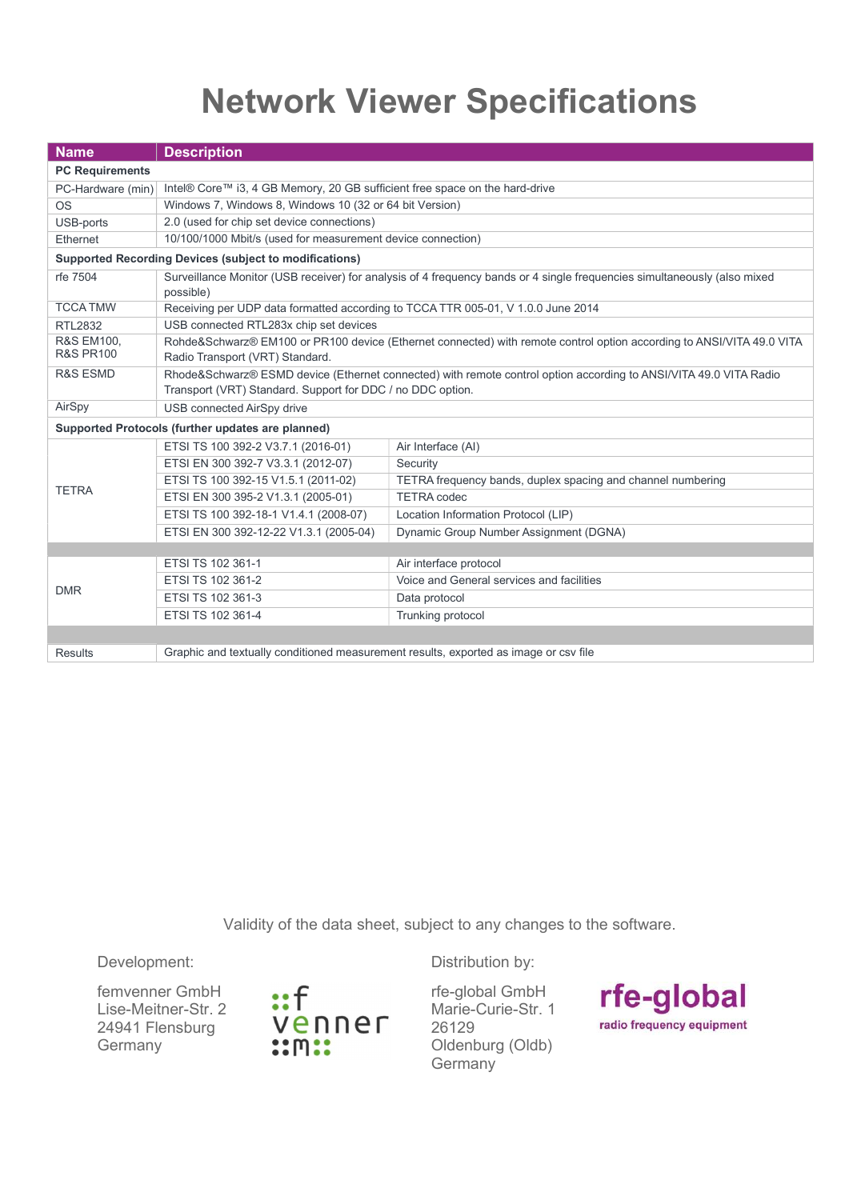# Network Viewer Specifications

| Name | Description | |
|---|---|---|
| **PC Requirements** | | |
| PC-Hardware (min) | Intel® Core™ i3, 4 GB Memory, 20 GB sufficient free space on the hard-drive | |
| OS | Windows 7, Windows 8, Windows 10 (32 or 64 bit Version) | |
| USB-ports | 2.0 (used for chip set device connections) | |
| Ethernet | 10/100/1000 Mbit/s (used for measurement device connection) | |
| **Supported Recording Devices (subject to modifications)** | | |
| rfe 7504 | Surveillance Monitor (USB receiver) for analysis of 4 frequency bands or 4 single frequencies simultaneously (also mixed possible) | |
| TCCA TMW | Receiving per UDP data formatted according to TCCA TTR 005-01, V 1.0.0 June 2014 | |
| RTL2832 | USB connected RTL283x chip set devices | |
| R&S EM100, R&S PR100 | Rohde&Schwarz® EM100 or PR100 device (Ethernet connected) with remote control option according to ANSI/VITA 49.0 VITA Radio Transport (VRT) Standard. | |
| R&S ESMD | Rhode&Schwarz® ESMD device (Ethernet connected) with remote control option according to ANSI/VITA 49.0 VITA Radio Transport (VRT) Standard. Support for DDC / no DDC option. | |
| AirSpy | USB connected AirSpy drive | |
| **Supported Protocols (further updates are planned)** | | |
| TETRA | ETSI TS 100 392-2 V3.7.1 (2016-01) | Air Interface (AI) |
| | ETSI EN 300 392-7 V3.3.1 (2012-07) | Security |
| | ETSI TS 100 392-15 V1.5.1 (2011-02) | TETRA frequency bands, duplex spacing and channel numbering |
| | ETSI EN 300 395-2 V1.3.1 (2005-01) | TETRA codec |
| | ETSI TS 100 392-18-1 V1.4.1 (2008-07) | Location Information Protocol (LIP) |
| | ETSI EN 300 392-12-22 V1.3.1 (2005-04) | Dynamic Group Number Assignment (DGNA) |
| | | |
| DMR | ETSI TS 102 361-1 | Air interface protocol |
| | ETSI TS 102 361-2 | Voice and General services and facilities |
| | ETSI TS 102 361-3 | Data protocol |
| | ETSI TS 102 361-4 | Trunking protocol |
| | | |
| Results | Graphic and textually conditioned measurement results, exported as image or csv file | |

Validity of the data sheet, subject to any changes to the software.

Development:

femvenner GmbH
Lise-Meitner-Str. 2
24941 Flensburg
Germany

Distribution by:

rfe-global GmbH
Marie-Curie-Str. 1
26129
Oldenburg (Oldb)
Germany

rfe-global
radio frequency equipment